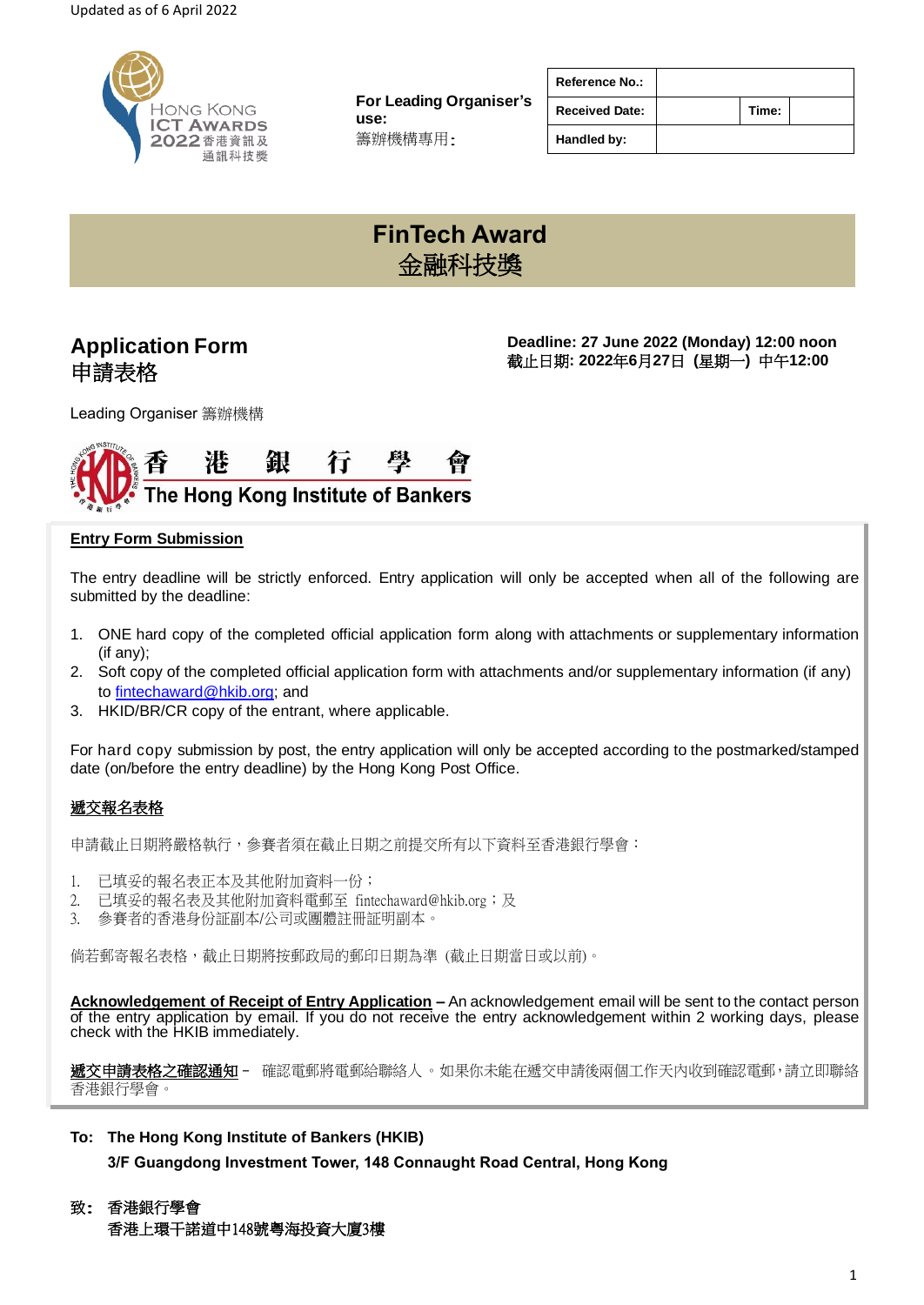Updated as of 6 April 2022

HONG KONG ICT AWARDS 2022 香港資訊及通訊科技獎

**For Leading Organiser's use:**
籌辦機構專用:

| Reference No.: | | | |
|---|---|---|---|
| Received Date: | | Time: | |
| Handled by: | | | |

# FinTech Award
# 金融科技獎

## Application Form
## 申請表格

**Deadline: 27 June 2022 (Monday) 12:00 noon**
**截止日期: 2022年6月27日 (星期一) 中午12:00**

Leading Organiser 籌辦機構

香港銀行學會
The Hong Kong Institute of Bankers

**Entry Form Submission**

The entry deadline will be strictly enforced. Entry application will only be accepted when all of the following are submitted by the deadline:

1. ONE hard copy of the completed official application form along with attachments or supplementary information (if any);
2. Soft copy of the completed official application form with attachments and/or supplementary information (if any) to fintechaward@hkib.org; and
3. HKID/BR/CR copy of the entrant, where applicable.

For hard copy submission by post, the entry application will only be accepted according to the postmarked/stamped date (on/before the entry deadline) by the Hong Kong Post Office.

**遞交報名表格**

申請截止日期將嚴格執行，參賽者須在截止日期之前提交所有以下資料至香港銀行學會：

1. 已填妥的報名表正本及其他附加資料一份；
2. 已填妥的報名表及其他附加資料電郵至 fintechaward@hkib.org；及
3. 參賽者的香港身份証副本/公司或團體註冊証明副本。

倘若郵寄報名表格，截止日期將按郵政局的郵印日期為準 (截止日期當日或以前)。

**Acknowledgement of Receipt of Entry Application** – An acknowledgement email will be sent to the contact person of the entry application by email. If you do not receive the entry acknowledgement within 2 working days, please check with the HKIB immediately.

**遞交申請表格之確認通知** – 確認電郵將電郵給聯絡人。如果你未能在遞交申請後兩個工作天內收到確認電郵，請立即聯絡香港銀行學會。

**To: The Hong Kong Institute of Bankers (HKIB)**
**3/F Guangdong Investment Tower, 148 Connaught Road Central, Hong Kong**

**致：香港銀行學會**
**香港上環干諾道中148號粵海投資大廈3樓**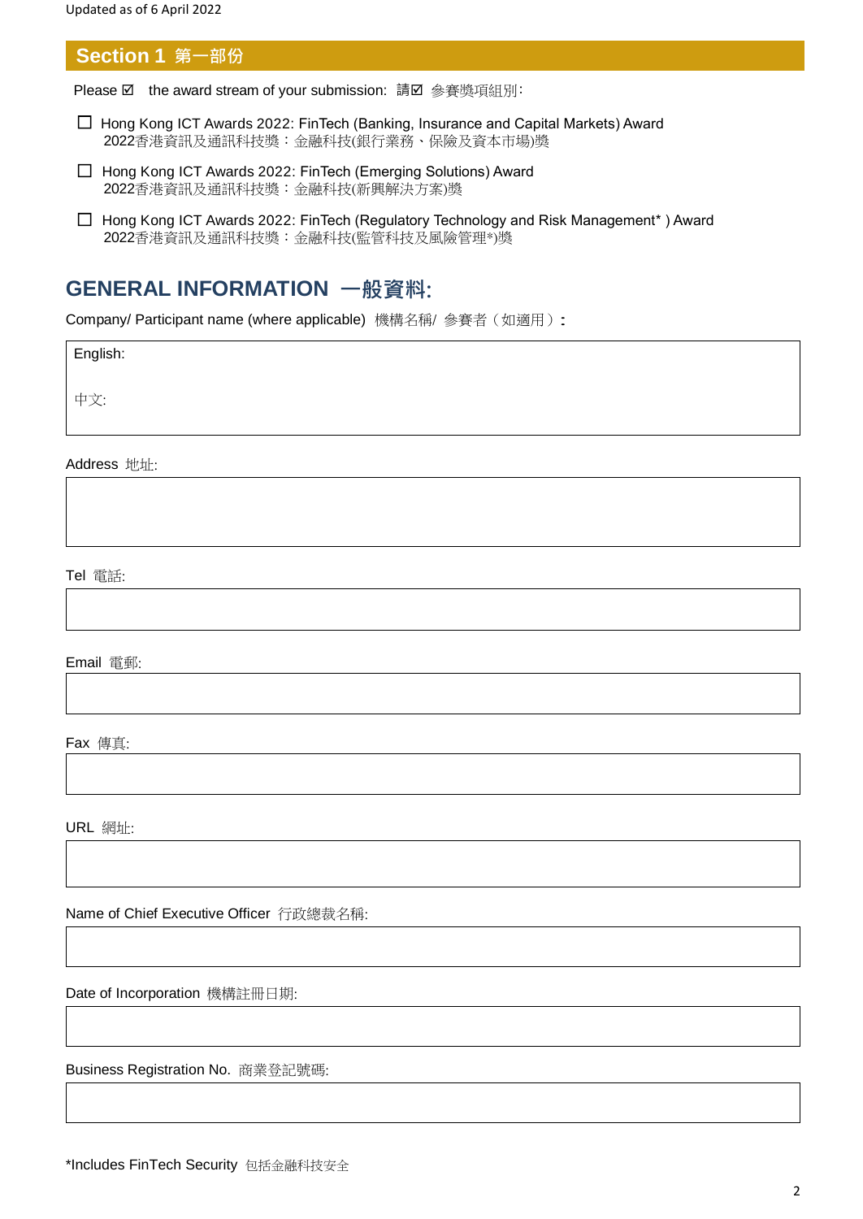Updated as of 6 April 2022

## Section 1 第一部份

Please ☑ the award stream of your submission: 請☑ 參賽獎項組別:

- ☐ Hong Kong ICT Awards 2022: FinTech (Banking, Insurance and Capital Markets) Award
  2022香港資訊及通訊科技獎：金融科技(銀行業務、保險及資本市場)獎
- ☐ Hong Kong ICT Awards 2022: FinTech (Emerging Solutions) Award
  2022香港資訊及通訊科技獎：金融科技(新興解決方案)獎
- ☐ Hong Kong ICT Awards 2022: FinTech (Regulatory Technology and Risk Management* ) Award
  2022香港資訊及通訊科技獎：金融科技(監管科技及風險管理*)獎

## GENERAL INFORMATION 一般資料:

Company/ Participant name (where applicable) 機構名稱/ 參賽者（如適用）:

English:

中文:

Address 地址:

Tel 電話:

Email 電郵:

Fax 傳真:

URL 網址:

Name of Chief Executive Officer 行政總裁名稱:

Date of Incorporation 機構註冊日期:

Business Registration No. 商業登記號碼:

*Includes FinTech Security 包括金融科技安全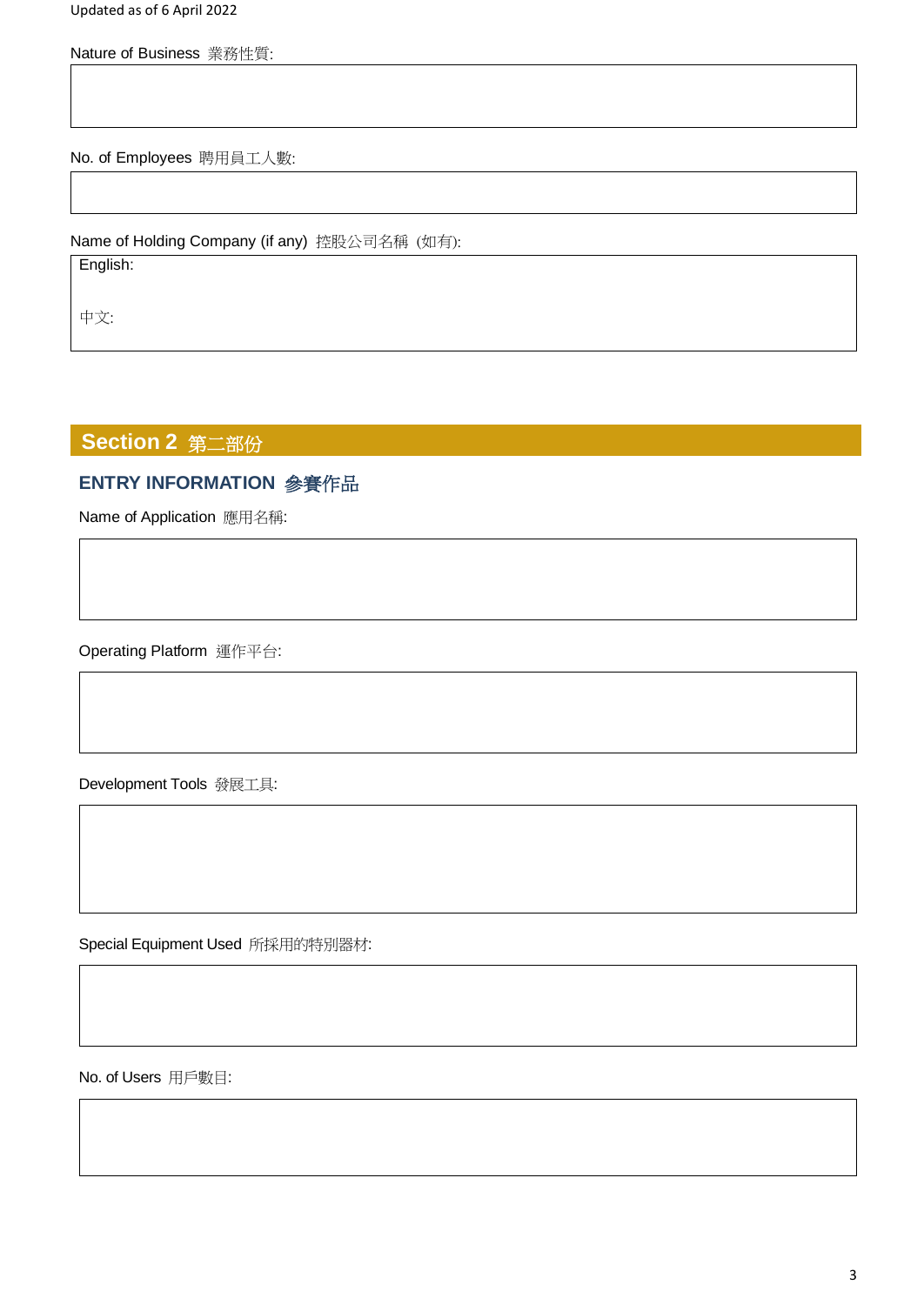Updated as of 6 April 2022

Nature of Business 業務性質:

No. of Employees 聘用員工人數:

Name of Holding Company (if any) 控股公司名稱 (如有):

English:

中文:

## Section 2 第二部份

### ENTRY INFORMATION 參賽作品

Name of Application 應用名稱:

Operating Platform 運作平台:

Development Tools 發展工具:

Special Equipment Used 所採用的特別器材:

No. of Users 用戶數目: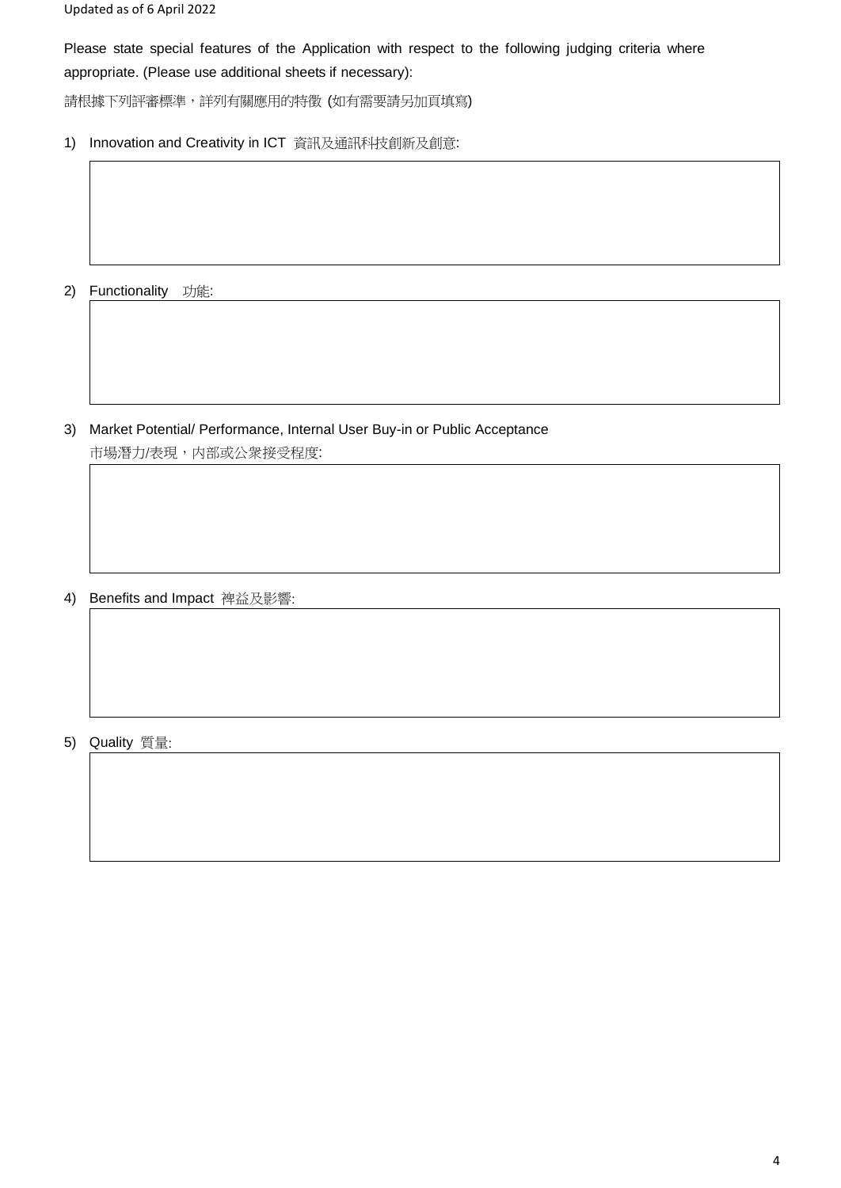Updated as of 6 April 2022

Please state special features of the Application with respect to the following judging criteria where appropriate. (Please use additional sheets if necessary):

請根據下列評審標準，詳列有關應用的特徵 (如有需要請另加頁填寫)

1) Innovation and Creativity in ICT 資訊及通訊科技創新及創意:

| |
|---|
| |

2) Functionality 功能:

| |
|---|
| |

3) Market Potential/ Performance, Internal User Buy-in or Public Acceptance
市場潛力/表現，內部或公眾接受程度:

| |
|---|
| |

4) Benefits and Impact 裨益及影響:

| |
|---|
| |

5) Quality 質量:

| |
|---|
| |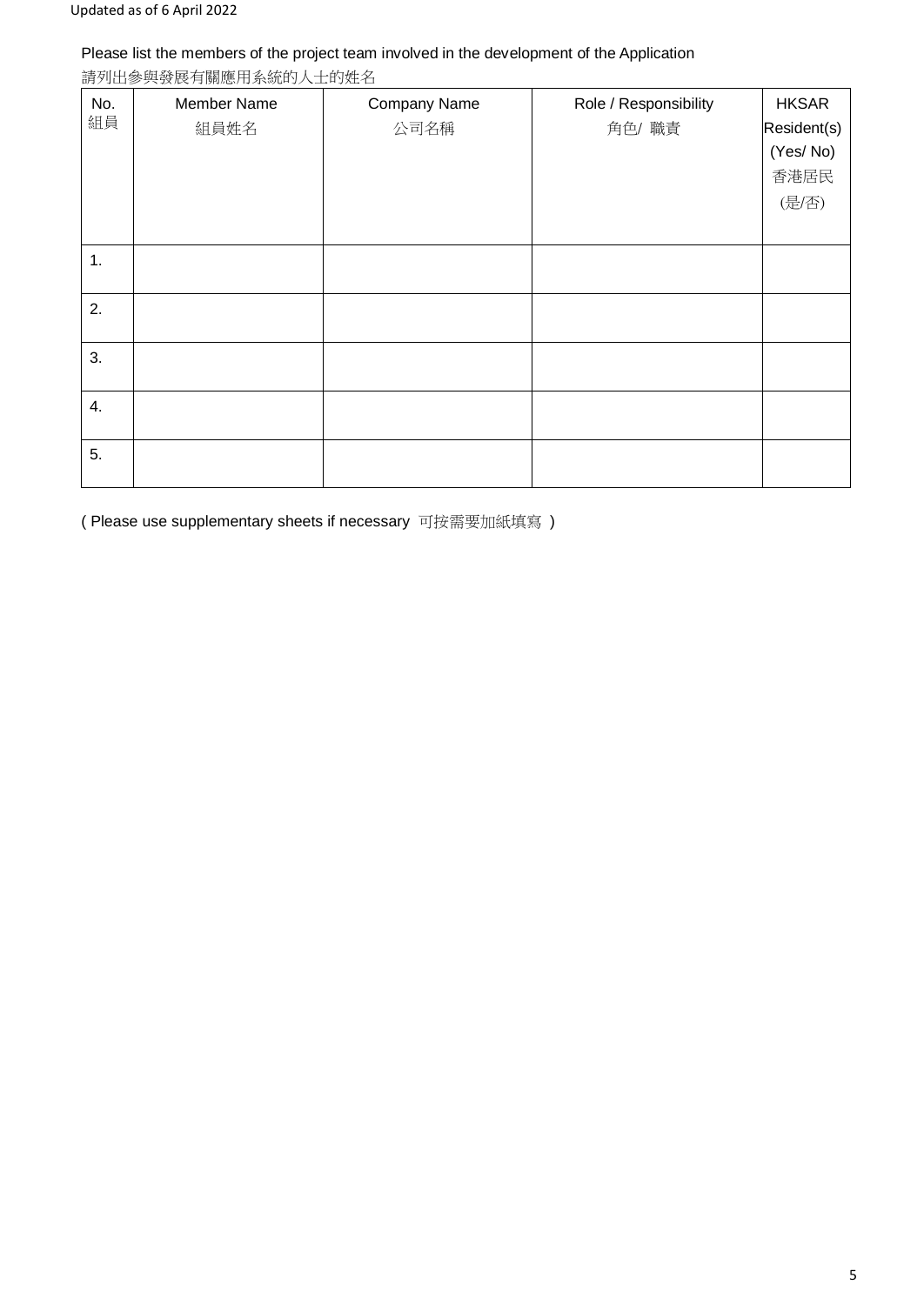Please list the members of the project team involved in the development of the Application
請列出參與發展有關應用系統的人士的姓名

| No. 組員 | Member Name 組員姓名 | Company Name 公司名稱 | Role / Responsibility 角色/ 職責 | HKSAR Resident(s) (Yes/ No) 香港居民 (是/否) |
|---|---|---|---|---|
| 1. | | | | |
| 2. | | | | |
| 3. | | | | |
| 4. | | | | |
| 5. | | | | |

( Please use supplementary sheets if necessary 可按需要加紙填寫 )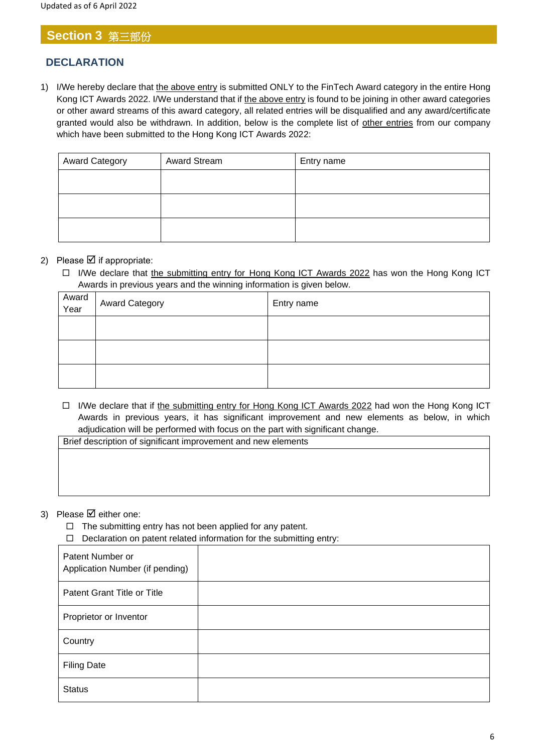## Section 3 第三部份

### DECLARATION

1) I/We hereby declare that the above entry is submitted ONLY to the FinTech Award category in the entire Hong Kong ICT Awards 2022. I/We understand that if the above entry is found to be joining in other award categories or other award streams of this award category, all related entries will be disqualified and any award/certificate granted would also be withdrawn. In addition, below is the complete list of other entries from our company which have been submitted to the Hong Kong ICT Awards 2022:

| Award Category | Award Stream | Entry name |
|---|---|---|
| | | |
| | | |
| | | |

2) Please ☑ if appropriate:

☐ I/We declare that the submitting entry for Hong Kong ICT Awards 2022 has won the Hong Kong ICT Awards in previous years and the winning information is given below.

| Award Year | Award Category | Entry name |
|---|---|---|
| | | |
| | | |
| | | |

☐ I/We declare that if the submitting entry for Hong Kong ICT Awards 2022 had won the Hong Kong ICT Awards in previous years, it has significant improvement and new elements as below, in which adjudication will be performed with focus on the part with significant change.

| Brief description of significant improvement and new elements |
|---|
| |

3) Please ☑ either one:

☐ The submitting entry has not been applied for any patent.

☐ Declaration on patent related information for the submitting entry:

| | |
|---|---|
| Patent Number or Application Number (if pending) | |
| Patent Grant Title or Title | |
| Proprietor or Inventor | |
| Country | |
| Filing Date | |
| Status | |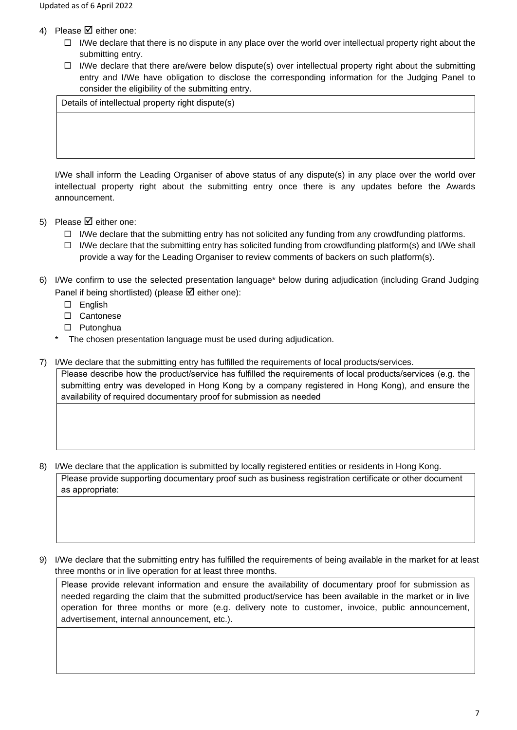4) Please ☑ either one:
   - ☐ I/We declare that there is no dispute in any place over the world over intellectual property right about the submitting entry.
   - ☐ I/We declare that there are/were below dispute(s) over intellectual property right about the submitting entry and I/We have obligation to disclose the corresponding information for the Judging Panel to consider the eligibility of the submitting entry.

| Details of intellectual property right dispute(s) |
| --- |
| |

   I/We shall inform the Leading Organiser of above status of any dispute(s) in any place over the world over intellectual property right about the submitting entry once there is any updates before the Awards announcement.

5) Please ☑ either one:
   - ☐ I/We declare that the submitting entry has not solicited any funding from any crowdfunding platforms.
   - ☐ I/We declare that the submitting entry has solicited funding from crowdfunding platform(s) and I/We shall provide a way for the Leading Organiser to review comments of backers on such platform(s).

6) I/We confirm to use the selected presentation language* below during adjudication (including Grand Judging Panel if being shortlisted) (please ☑ either one):
   - ☐ English
   - ☐ Cantonese
   - ☐ Putonghua

   \* The chosen presentation language must be used during adjudication.

7) I/We declare that the submitting entry has fulfilled the requirements of local products/services.

| Please describe how the product/service has fulfilled the requirements of local products/services (e.g. the submitting entry was developed in Hong Kong by a company registered in Hong Kong), and ensure the availability of required documentary proof for submission as needed |
| --- |
| |

8) I/We declare that the application is submitted by locally registered entities or residents in Hong Kong.

| Please provide supporting documentary proof such as business registration certificate or other document as appropriate: |
| --- |
| |

9) I/We declare that the submitting entry has fulfilled the requirements of being available in the market for at least three months or in live operation for at least three months.

| Please provide relevant information and ensure the availability of documentary proof for submission as needed regarding the claim that the submitted product/service has been available in the market or in live operation for three months or more (e.g. delivery note to customer, invoice, public announcement, advertisement, internal announcement, etc.). |
| --- |
| |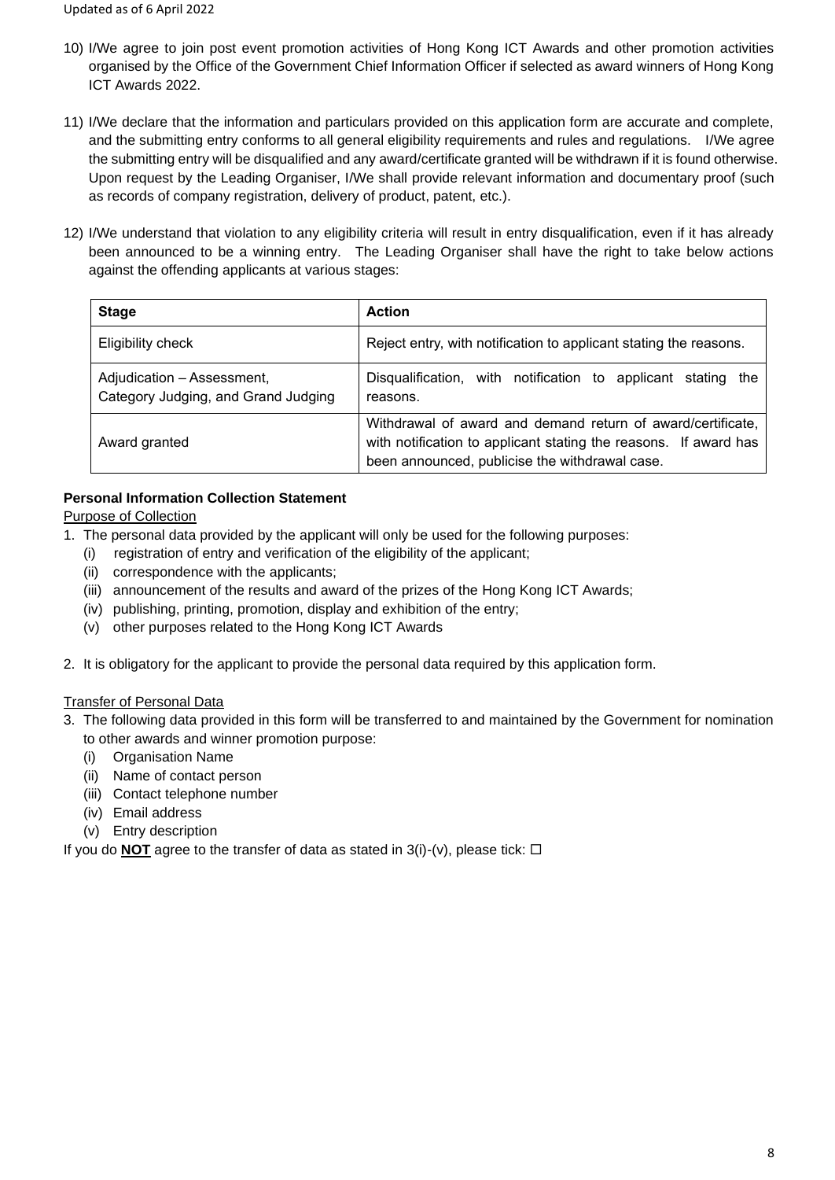10) I/We agree to join post event promotion activities of Hong Kong ICT Awards and other promotion activities organised by the Office of the Government Chief Information Officer if selected as award winners of Hong Kong ICT Awards 2022.

11) I/We declare that the information and particulars provided on this application form are accurate and complete, and the submitting entry conforms to all general eligibility requirements and rules and regulations. I/We agree the submitting entry will be disqualified and any award/certificate granted will be withdrawn if it is found otherwise. Upon request by the Leading Organiser, I/We shall provide relevant information and documentary proof (such as records of company registration, delivery of product, patent, etc.).

12) I/We understand that violation to any eligibility criteria will result in entry disqualification, even if it has already been announced to be a winning entry. The Leading Organiser shall have the right to take below actions against the offending applicants at various stages:

| Stage | Action |
|---|---|
| Eligibility check | Reject entry, with notification to applicant stating the reasons. |
| Adjudication – Assessment, Category Judging, and Grand Judging | Disqualification, with notification to applicant stating the reasons. |
| Award granted | Withdrawal of award and demand return of award/certificate, with notification to applicant stating the reasons. If award has been announced, publicise the withdrawal case. |

**Personal Information Collection Statement**

Purpose of Collection

1. The personal data provided by the applicant will only be used for the following purposes:
   (i) registration of entry and verification of the eligibility of the applicant;
   (ii) correspondence with the applicants;
   (iii) announcement of the results and award of the prizes of the Hong Kong ICT Awards;
   (iv) publishing, printing, promotion, display and exhibition of the entry;
   (v) other purposes related to the Hong Kong ICT Awards

2. It is obligatory for the applicant to provide the personal data required by this application form.

Transfer of Personal Data

3. The following data provided in this form will be transferred to and maintained by the Government for nomination to other awards and winner promotion purpose:
   (i) Organisation Name
   (ii) Name of contact person
   (iii) Contact telephone number
   (iv) Email address
   (v) Entry description

If you do **NOT** agree to the transfer of data as stated in 3(i)-(v), please tick: ☐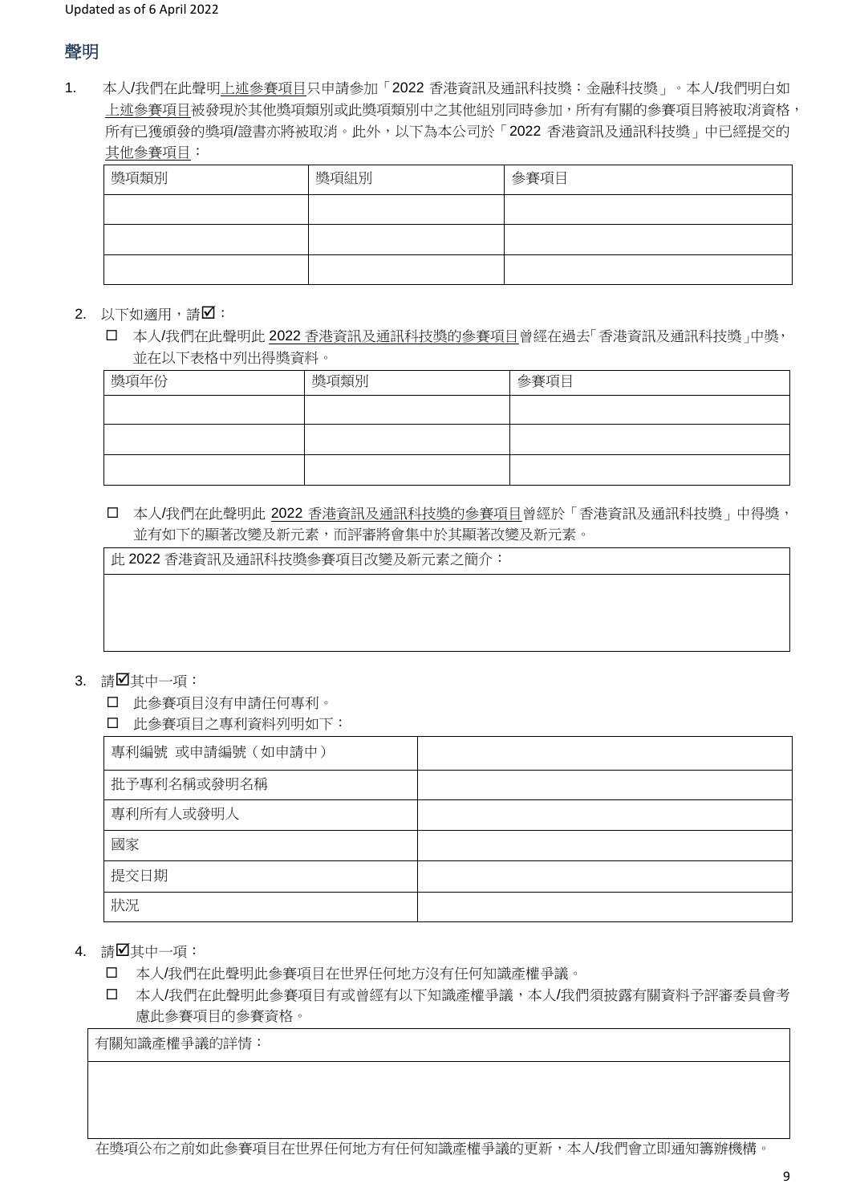## 聲明

1. 本人/我們在此聲明上述參賽項目只申請參加「2022 香港資訊及通訊科技獎：金融科技獎」。本人/我們明白如上述參賽項目被發現於其他獎項類別或此獎項類別中之其他組別同時參加，所有有關的參賽項目將被取消資格，所有已獲頒發的獎項/證書亦將被取消。此外，以下為本公司於「2022 香港資訊及通訊科技獎」中已經提交的其他參賽項目：

| 獎項類別 | 獎項組別 | 參賽項目 |
|---|---|---|
| | | |
| | | |
| | | |

2. 以下如適用，請☑：

☐ 本人/我們在此聲明此 2022 香港資訊及通訊科技獎的參賽項目曾經在過去「香港資訊及通訊科技獎」中獎，並在以下表格中列出得獎資料。

| 獎項年份 | 獎項類別 | 參賽項目 |
|---|---|---|
| | | |
| | | |
| | | |

☐ 本人/我們在此聲明此 2022 香港資訊及通訊科技獎的參賽項目曾經於「香港資訊及通訊科技獎」中得獎，並有如下的顯著改變及新元素，而評審將會集中於其顯著改變及新元素。

| 此 2022 香港資訊及通訊科技獎參賽項目改變及新元素之簡介： |
|---|
| |

3. 請☑其中一項：

☐ 此參賽項目沒有申請任何專利。

☐ 此參賽項目之專利資料列明如下：

| 專利編號 或申請編號（如申請中） | |
|---|---|
| 批予專利名稱或發明名稱 | |
| 專利所有人或發明人 | |
| 國家 | |
| 提交日期 | |
| 狀況 | |

4. 請☑其中一項：

☐ 本人/我們在此聲明此參賽項目在世界任何地方沒有任何知識產權爭議。

☐ 本人/我們在此聲明此參賽項目有或曾經有以下知識產權爭議，本人/我們須披露有關資料予評審委員會考慮此參賽項目的參賽資格。

| 有關知識產權爭議的詳情： |
|---|
| |

在獎項公布之前如此參賽項目在世界任何地方有任何知識產權爭議的更新，本人/我們會立即通知籌辦機構。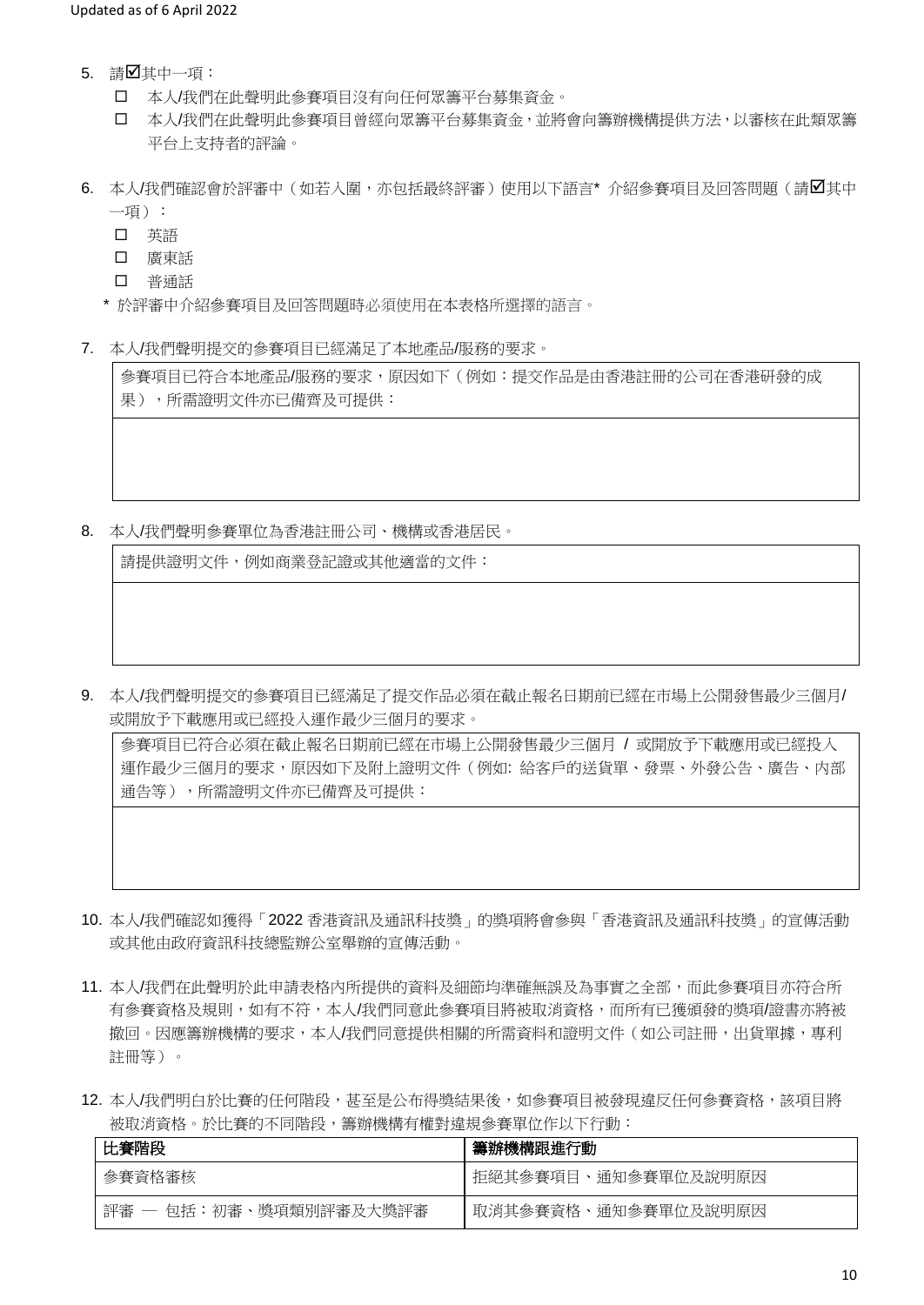5. 請☑其中一項：
   - ☐ 本人/我們在此聲明此參賽項目沒有向任何眾籌平台募集資金。
   - ☐ 本人/我們在此聲明此參賽項目曾經向眾籌平台募集資金，並將會向籌辦機構提供方法，以審核在此類眾籌平台上支持者的評論。

6. 本人/我們確認會於評審中（如若入圍，亦包括最終評審）使用以下語言* 介紹參賽項目及回答問題（請☑其中一項）：
   - ☐ 英語
   - ☐ 廣東話
   - ☐ 普通話

   \* 於評審中介紹參賽項目及回答問題時必須使用在本表格所選擇的語言。

7. 本人/我們聲明提交的參賽項目已經滿足了本地產品/服務的要求。

| 參賽項目已符合本地產品/服務的要求，原因如下（例如：提交作品是由香港註冊的公司在香港研發的成果），所需證明文件亦已備齊及可提供： |
|---|
| |

8. 本人/我們聲明參賽單位為香港註冊公司、機構或香港居民。

| 請提供證明文件，例如商業登記證或其他適當的文件： |
|---|
| |

9. 本人/我們聲明提交的參賽項目已經滿足了提交作品必須在截止報名日期前已經在市場上公開發售最少三個月/或開放予下載應用或已經投入運作最少三個月的要求。

| 參賽項目已符合必須在截止報名日期前已經在市場上公開發售最少三個月 / 或開放予下載應用或已經投入運作最少三個月的要求，原因如下及附上證明文件（例如: 給客戶的送貨單、發票、外發公告、廣告、內部通告等），所需證明文件亦已備齊及可提供： |
|---|
| |

10. 本人/我們確認如獲得「2022 香港資訊及通訊科技獎」的獎項將會參與「香港資訊及通訊科技獎」的宣傳活動或其他由政府資訊科技總監辦公室舉辦的宣傳活動。

11. 本人/我們在此聲明於此申請表格內所提供的資料及細節均準確無誤及為事實之全部，而此參賽項目亦符合所有參賽資格及規則，如有不符，本人/我們同意此參賽項目將被取消資格，而所有已獲頒發的獎項/證書亦將被撤回。因應籌辦機構的要求，本人/我們同意提供相關的所需資料和證明文件（如公司註冊，出貨單據，專利註冊等）。

12. 本人/我們明白於比賽的任何階段，甚至是公布得獎結果後，如參賽項目被發現違反任何參賽資格，該項目將被取消資格。於比賽的不同階段，籌辦機構有權對違規參賽單位作以下行動：

| 比賽階段 | 籌辦機構跟進行動 |
|---|---|
| 參賽資格審核 | 拒絕其參賽項目、通知參賽單位及說明原因 |
| 評審 — 包括：初審、獎項類別評審及大獎評審 | 取消其參賽資格、通知參賽單位及說明原因 |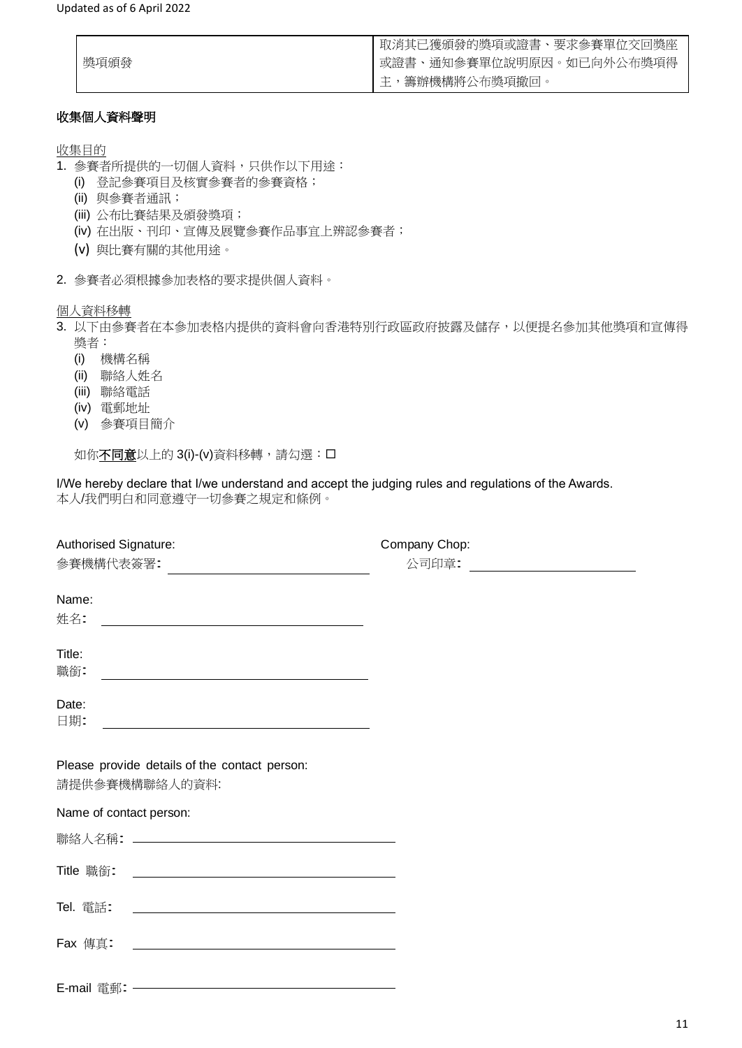| | |
|---|---|
| 獎項頒發 | 取消其已獲頒發的獎項或證書、要求參賽單位交回獎座或證書、通知參賽單位說明原因。如已向外公布獎項得主，籌辦機構將公布獎項撤回。 |

## 收集個人資料聲明

收集目的

1. 參賽者所提供的一切個人資料，只供作以下用途：
   (i) 登記參賽項目及核實參賽者的參賽資格；
   (ii) 與參賽者通訊；
   (iii) 公布比賽結果及頒發獎項；
   (iv) 在出版、刊印、宣傳及展覽參賽作品事宜上辨認參賽者；
   (v) 與比賽有關的其他用途。

2. 參賽者必須根據參加表格的要求提供個人資料。

個人資料移轉

3. 以下由參賽者在本參加表格內提供的資料會向香港特別行政區政府披露及儲存，以便提名參加其他獎項和宣傳得獎者：
   (i) 機構名稱
   (ii) 聯絡人姓名
   (iii) 聯絡電話
   (iv) 電郵地址
   (v) 參賽項目簡介

   如你**不同意**以上的 3(i)-(v)資料移轉，請勾選：☐

I/We hereby declare that I/we understand and accept the judging rules and regulations of the Awards.
本人/我們明白和同意遵守一切參賽之規定和條例。

Authorised Signature:
參賽機構代表簽署: ____________________

Company Chop:
公司印章: ____________________

Name:
姓名: ____________________

Title:
職銜: ____________________

Date:
日期: ____________________

Please provide details of the contact person:
請提供參賽機構聯絡人的資料:

Name of contact person:
聯絡人名稱: ____________________

Title 職銜: ____________________

Tel. 電話: ____________________

Fax 傳真: ____________________

E-mail 電郵: ____________________